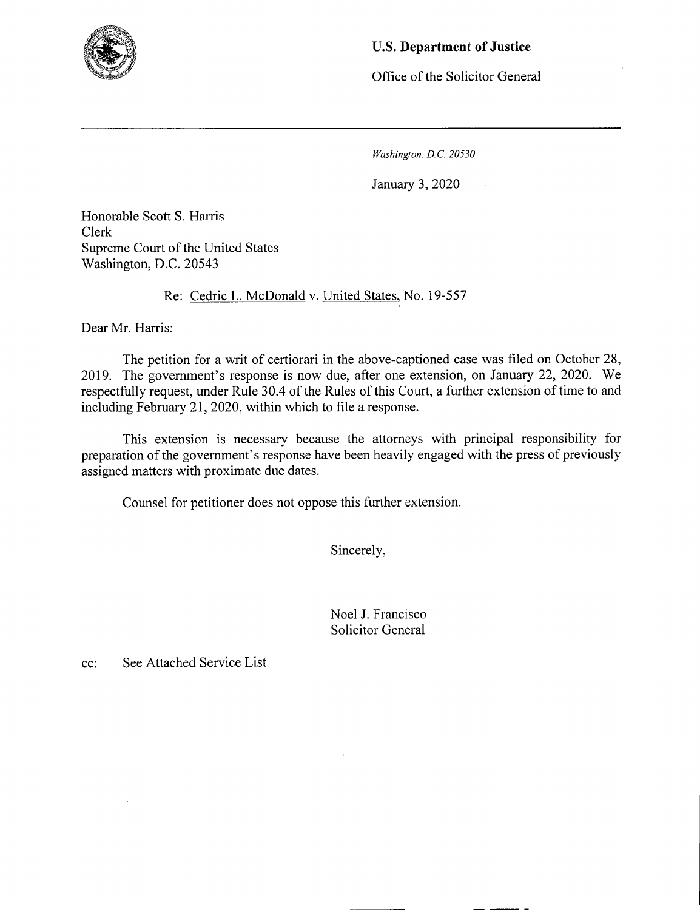**U.S. Department of Justice**

Office of the Solicitor General

*Washington, D.C. 20530*

January 3, 2020

Honorable Scott S. Harris
Clerk
Supreme Court of the United States
Washington, D.C. 20543

Re: Cedric L. McDonald v. United States, No. 19-557

Dear Mr. Harris:

The petition for a writ of certiorari in the above-captioned case was filed on October 28, 2019. The government's response is now due, after one extension, on January 22, 2020. We respectfully request, under Rule 30.4 of the Rules of this Court, a further extension of time to and including February 21, 2020, within which to file a response.

This extension is necessary because the attorneys with principal responsibility for preparation of the government's response have been heavily engaged with the press of previously assigned matters with proximate due dates.

Counsel for petitioner does not oppose this further extension.

Sincerely,

Noel J. Francisco
Solicitor General

cc: See Attached Service List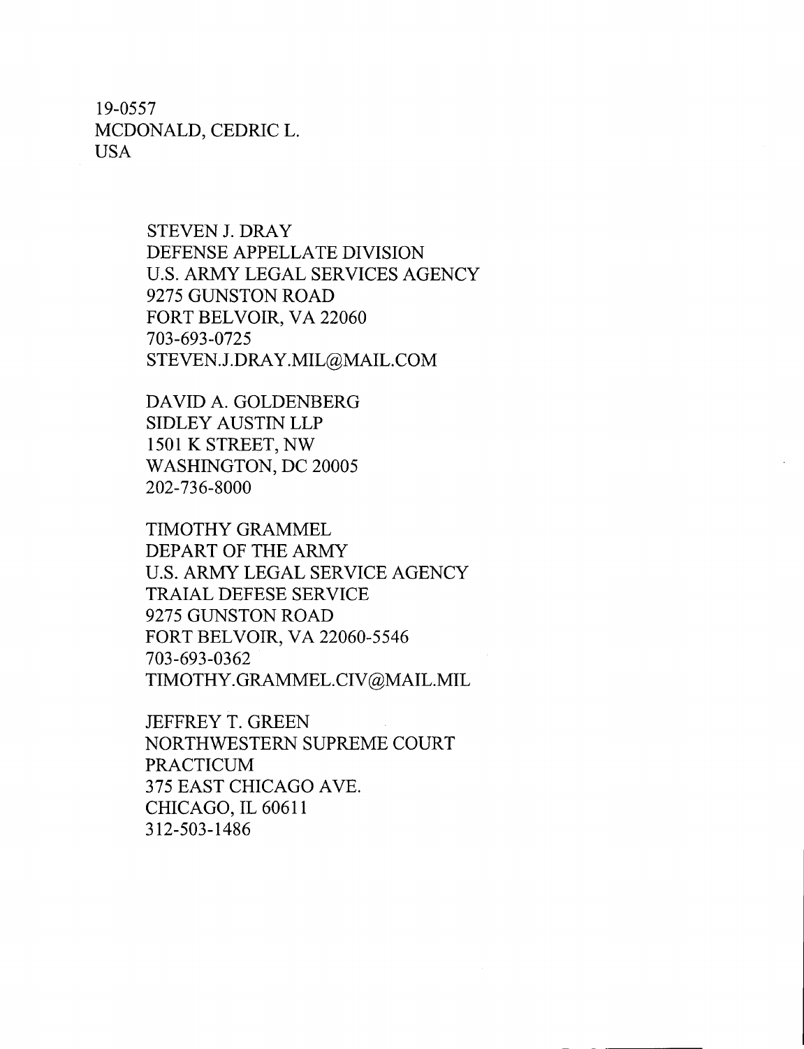19-0557
MCDONALD, CEDRIC L.
USA

STEVEN J. DRAY
DEFENSE APPELLATE DIVISION
U.S. ARMY LEGAL SERVICES AGENCY
9275 GUNSTON ROAD
FORT BELVOIR, VA 22060
703-693-0725
STEVEN.J.DRAY.MIL@MAIL.COM

DAVID A. GOLDENBERG
SIDLEY AUSTIN LLP
1501 K STREET, NW
WASHINGTON, DC 20005
202-736-8000

TIMOTHY GRAMMEL
DEPART OF THE ARMY
U.S. ARMY LEGAL SERVICE AGENCY
TRAIAL DEFESE SERVICE
9275 GUNSTON ROAD
FORT BELVOIR, VA 22060-5546
703-693-0362
TIMOTHY.GRAMMEL.CIV@MAIL.MIL

JEFFREY T. GREEN
NORTHWESTERN SUPREME COURT
PRACTICUM
375 EAST CHICAGO AVE.
CHICAGO, IL 60611
312-503-1486